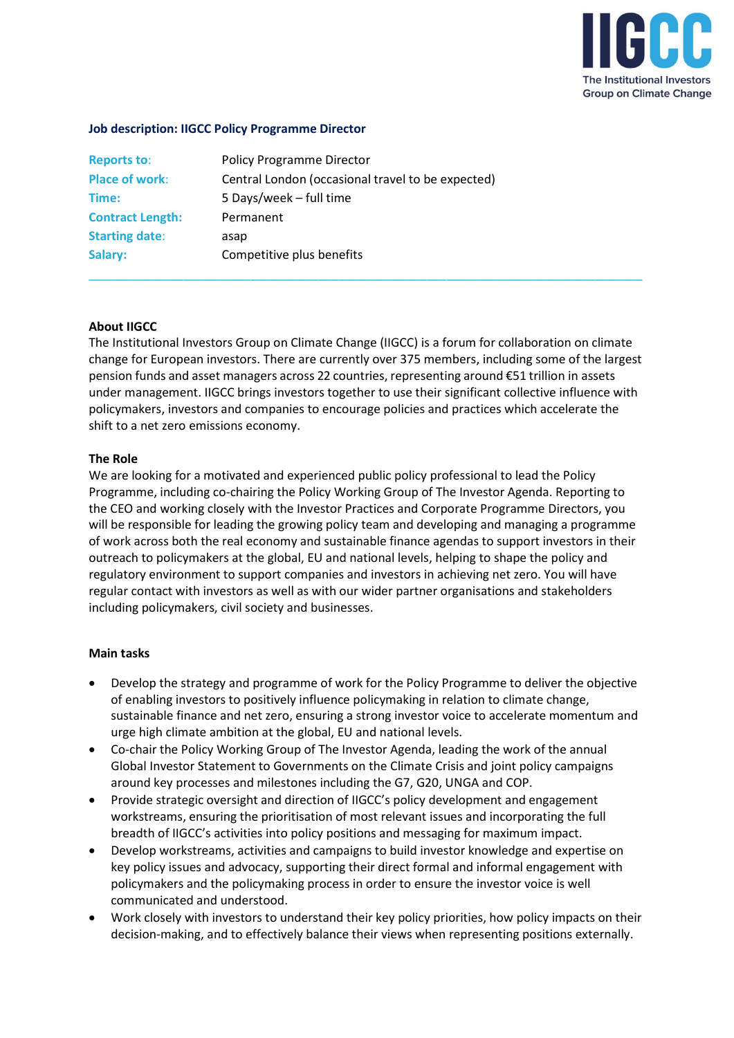IIGCC

The Institutional Investors Group on Climate Change

**Job description: IIGCC Policy Programme Director**

| | |
|---|---|
| **Reports to:** | Policy Programme Director |
| **Place of work:** | Central London (occasional travel to be expected) |
| **Time:** | 5 Days/week – full time |
| **Contract Length:** | Permanent |
| **Starting date:** | asap |
| **Salary:** | Competitive plus benefits |

---

**About IIGCC**

The Institutional Investors Group on Climate Change (IIGCC) is a forum for collaboration on climate change for European investors. There are currently over 375 members, including some of the largest pension funds and asset managers across 22 countries, representing around €51 trillion in assets under management. IIGCC brings investors together to use their significant collective influence with policymakers, investors and companies to encourage policies and practices which accelerate the shift to a net zero emissions economy.

**The Role**

We are looking for a motivated and experienced public policy professional to lead the Policy Programme, including co-chairing the Policy Working Group of The Investor Agenda. Reporting to the CEO and working closely with the Investor Practices and Corporate Programme Directors, you will be responsible for leading the growing policy team and developing and managing a programme of work across both the real economy and sustainable finance agendas to support investors in their outreach to policymakers at the global, EU and national levels, helping to shape the policy and regulatory environment to support companies and investors in achieving net zero. You will have regular contact with investors as well as with our wider partner organisations and stakeholders including policymakers, civil society and businesses.

**Main tasks**

- Develop the strategy and programme of work for the Policy Programme to deliver the objective of enabling investors to positively influence policymaking in relation to climate change, sustainable finance and net zero, ensuring a strong investor voice to accelerate momentum and urge high climate ambition at the global, EU and national levels.
- Co-chair the Policy Working Group of The Investor Agenda, leading the work of the annual Global Investor Statement to Governments on the Climate Crisis and joint policy campaigns around key processes and milestones including the G7, G20, UNGA and COP.
- Provide strategic oversight and direction of IIGCC's policy development and engagement workstreams, ensuring the prioritisation of most relevant issues and incorporating the full breadth of IIGCC's activities into policy positions and messaging for maximum impact.
- Develop workstreams, activities and campaigns to build investor knowledge and expertise on key policy issues and advocacy, supporting their direct formal and informal engagement with policymakers and the policymaking process in order to ensure the investor voice is well communicated and understood.
- Work closely with investors to understand their key policy priorities, how policy impacts on their decision-making, and to effectively balance their views when representing positions externally.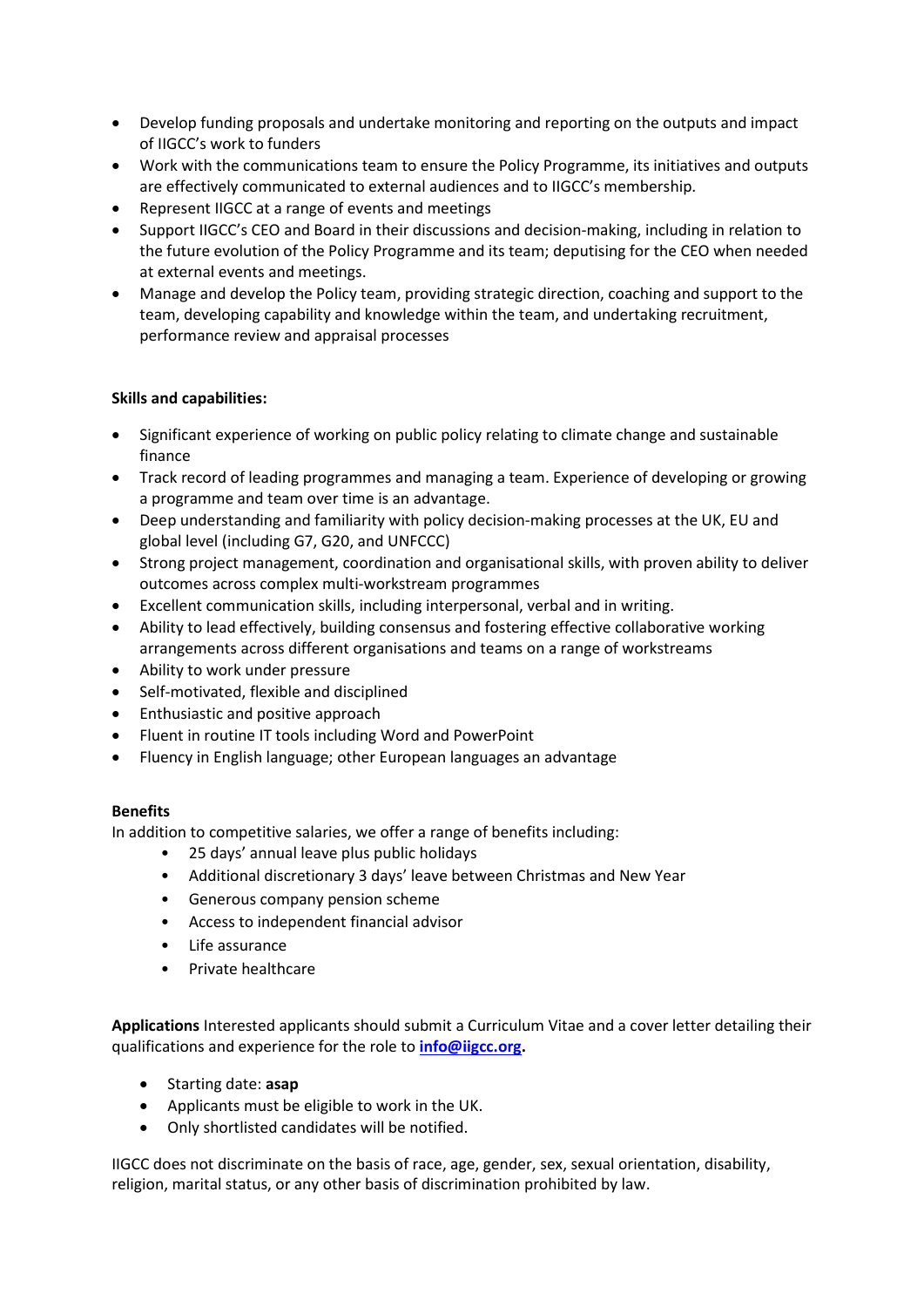- Develop funding proposals and undertake monitoring and reporting on the outputs and impact of IIGCC's work to funders
- Work with the communications team to ensure the Policy Programme, its initiatives and outputs are effectively communicated to external audiences and to IIGCC's membership.
- Represent IIGCC at a range of events and meetings
- Support IIGCC's CEO and Board in their discussions and decision-making, including in relation to the future evolution of the Policy Programme and its team; deputising for the CEO when needed at external events and meetings.
- Manage and develop the Policy team, providing strategic direction, coaching and support to the team, developing capability and knowledge within the team, and undertaking recruitment, performance review and appraisal processes

**Skills and capabilities:**

- Significant experience of working on public policy relating to climate change and sustainable finance
- Track record of leading programmes and managing a team. Experience of developing or growing a programme and team over time is an advantage.
- Deep understanding and familiarity with policy decision-making processes at the UK, EU and global level (including G7, G20, and UNFCCC)
- Strong project management, coordination and organisational skills, with proven ability to deliver outcomes across complex multi-workstream programmes
- Excellent communication skills, including interpersonal, verbal and in writing.
- Ability to lead effectively, building consensus and fostering effective collaborative working arrangements across different organisations and teams on a range of workstreams
- Ability to work under pressure
- Self-motivated, flexible and disciplined
- Enthusiastic and positive approach
- Fluent in routine IT tools including Word and PowerPoint
- Fluency in English language; other European languages an advantage

**Benefits**

In addition to competitive salaries, we offer a range of benefits including:

- 25 days' annual leave plus public holidays
- Additional discretionary 3 days' leave between Christmas and New Year
- Generous company pension scheme
- Access to independent financial advisor
- Life assurance
- Private healthcare

**Applications** Interested applicants should submit a Curriculum Vitae and a cover letter detailing their qualifications and experience for the role to **info@iigcc.org.**

- Starting date: **asap**
- Applicants must be eligible to work in the UK.
- Only shortlisted candidates will be notified.

IIGCC does not discriminate on the basis of race, age, gender, sex, sexual orientation, disability, religion, marital status, or any other basis of discrimination prohibited by law.